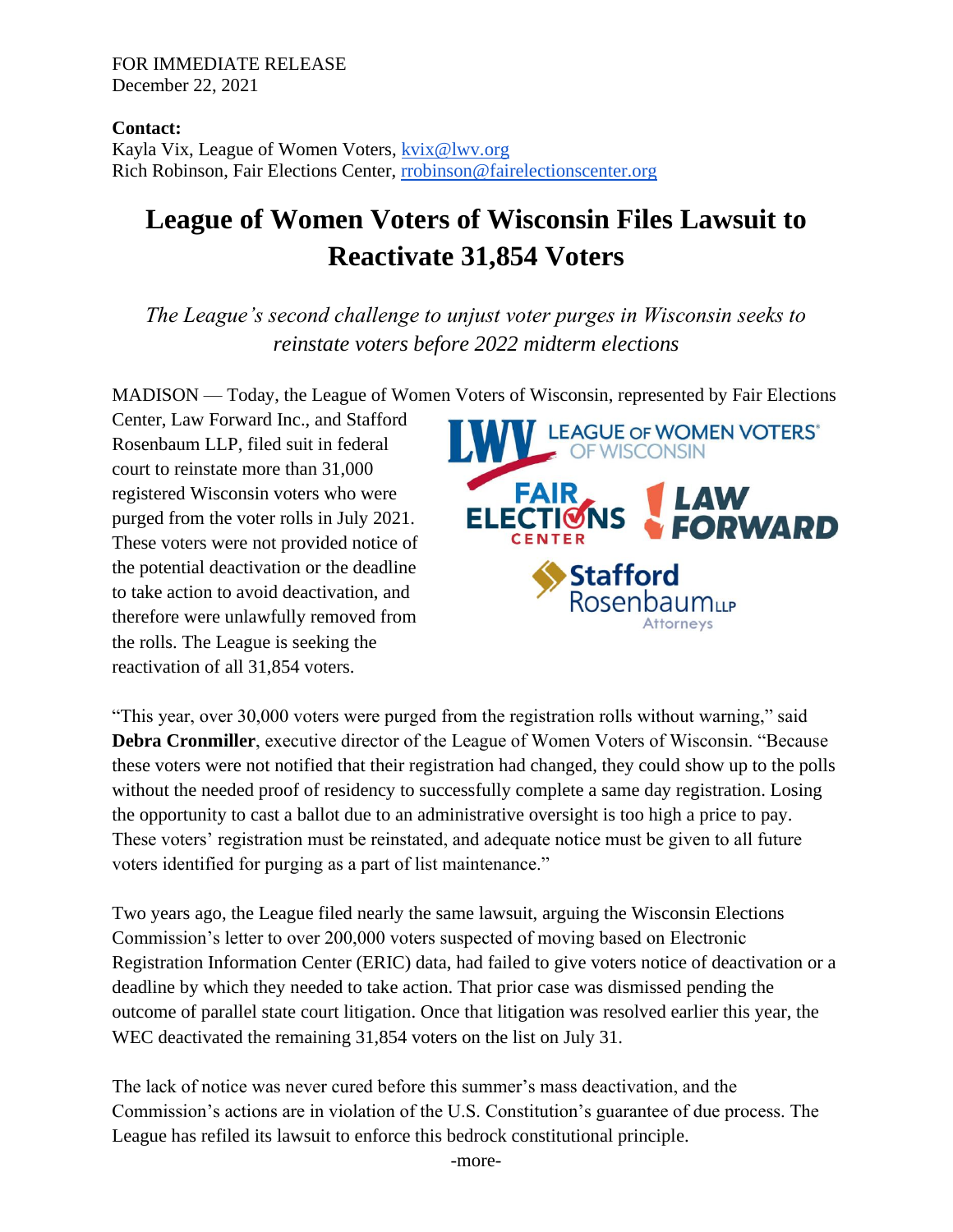FOR IMMEDIATE RELEASE
December 22, 2021

**Contact:**
Kayla Vix, League of Women Voters, kvix@lwv.org
Rich Robinson, Fair Elections Center, rrobinson@fairelectionscenter.org

# League of Women Voters of Wisconsin Files Lawsuit to Reactivate 31,854 Voters

*The League's second challenge to unjust voter purges in Wisconsin seeks to reinstate voters before 2022 midterm elections*

MADISON — Today, the League of Women Voters of Wisconsin, represented by Fair Elections Center, Law Forward Inc., and Stafford Rosenbaum LLP, filed suit in federal court to reinstate more than 31,000 registered Wisconsin voters who were purged from the voter rolls in July 2021. These voters were not provided notice of the potential deactivation or the deadline to take action to avoid deactivation, and therefore were unlawfully removed from the rolls. The League is seeking the reactivation of all 31,854 voters.

"This year, over 30,000 voters were purged from the registration rolls without warning," said **Debra Cronmiller**, executive director of the League of Women Voters of Wisconsin. "Because these voters were not notified that their registration had changed, they could show up to the polls without the needed proof of residency to successfully complete a same day registration. Losing the opportunity to cast a ballot due to an administrative oversight is too high a price to pay. These voters' registration must be reinstated, and adequate notice must be given to all future voters identified for purging as a part of list maintenance."

Two years ago, the League filed nearly the same lawsuit, arguing the Wisconsin Elections Commission's letter to over 200,000 voters suspected of moving based on Electronic Registration Information Center (ERIC) data, had failed to give voters notice of deactivation or a deadline by which they needed to take action. That prior case was dismissed pending the outcome of parallel state court litigation. Once that litigation was resolved earlier this year, the WEC deactivated the remaining 31,854 voters on the list on July 31.

The lack of notice was never cured before this summer's mass deactivation, and the Commission's actions are in violation of the U.S. Constitution's guarantee of due process. The League has refiled its lawsuit to enforce this bedrock constitutional principle.

-more-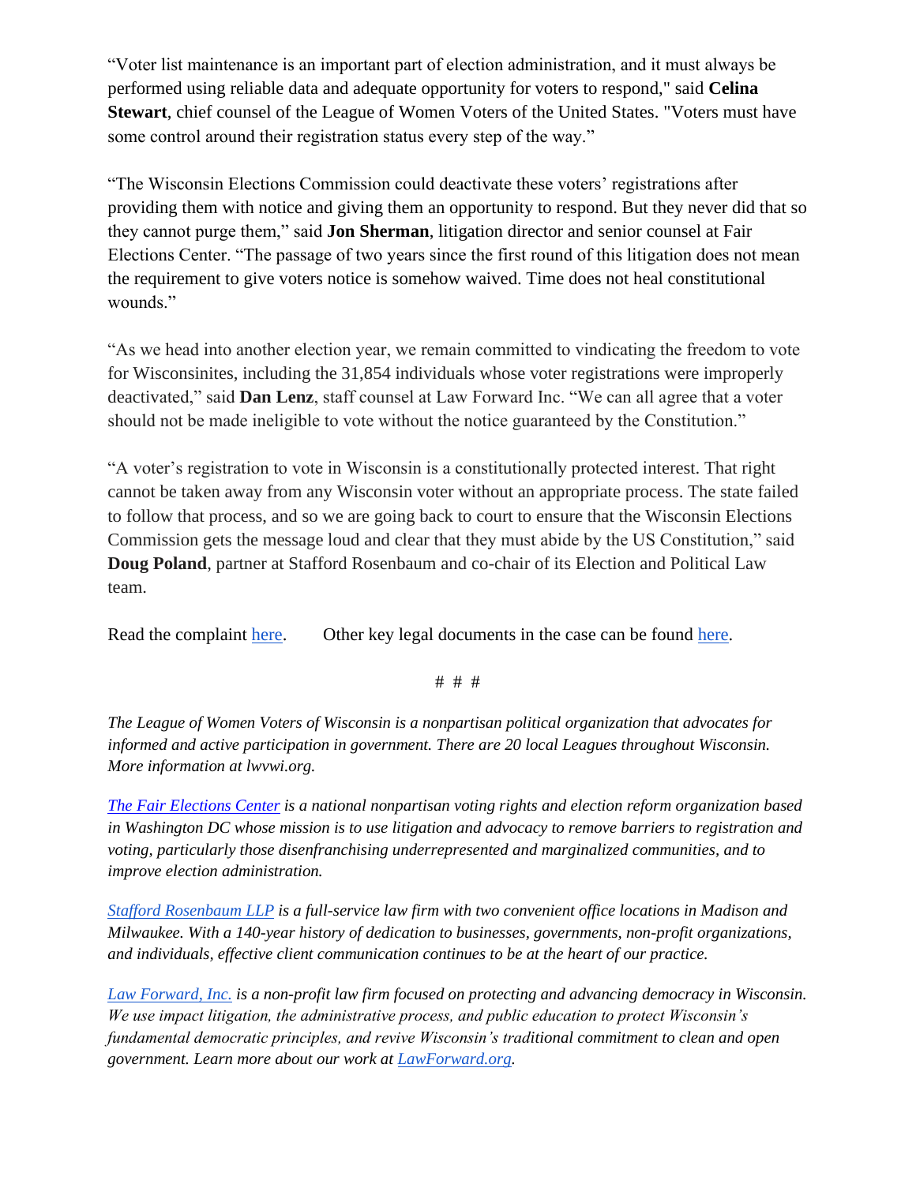"Voter list maintenance is an important part of election administration, and it must always be performed using reliable data and adequate opportunity for voters to respond," said **Celina Stewart**, chief counsel of the League of Women Voters of the United States. "Voters must have some control around their registration status every step of the way."

"The Wisconsin Elections Commission could deactivate these voters' registrations after providing them with notice and giving them an opportunity to respond. But they never did that so they cannot purge them," said **Jon Sherman**, litigation director and senior counsel at Fair Elections Center. "The passage of two years since the first round of this litigation does not mean the requirement to give voters notice is somehow waived. Time does not heal constitutional wounds."

"As we head into another election year, we remain committed to vindicating the freedom to vote for Wisconsinites, including the 31,854 individuals whose voter registrations were improperly deactivated," said **Dan Lenz**, staff counsel at Law Forward Inc. "We can all agree that a voter should not be made ineligible to vote without the notice guaranteed by the Constitution."

"A voter's registration to vote in Wisconsin is a constitutionally protected interest. That right cannot be taken away from any Wisconsin voter without an appropriate process. The state failed to follow that process, and so we are going back to court to ensure that the Wisconsin Elections Commission gets the message loud and clear that they must abide by the US Constitution," said **Doug Poland**, partner at Stafford Rosenbaum and co-chair of its Election and Political Law team.

Read the complaint here. Other key legal documents in the case can be found here.

# # #

*The League of Women Voters of Wisconsin is a nonpartisan political organization that advocates for informed and active participation in government. There are 20 local Leagues throughout Wisconsin. More information at lwvwi.org.*

*The Fair Elections Center is a national nonpartisan voting rights and election reform organization based in Washington DC whose mission is to use litigation and advocacy to remove barriers to registration and voting, particularly those disenfranchising underrepresented and marginalized communities, and to improve election administration.*

*Stafford Rosenbaum LLP is a full-service law firm with two convenient office locations in Madison and Milwaukee. With a 140-year history of dedication to businesses, governments, non-profit organizations, and individuals, effective client communication continues to be at the heart of our practice.*

*Law Forward, Inc. is a non-profit law firm focused on protecting and advancing democracy in Wisconsin. We use impact litigation, the administrative process, and public education to protect Wisconsin's fundamental democratic principles, and revive Wisconsin's traditional commitment to clean and open government. Learn more about our work at LawForward.org.*